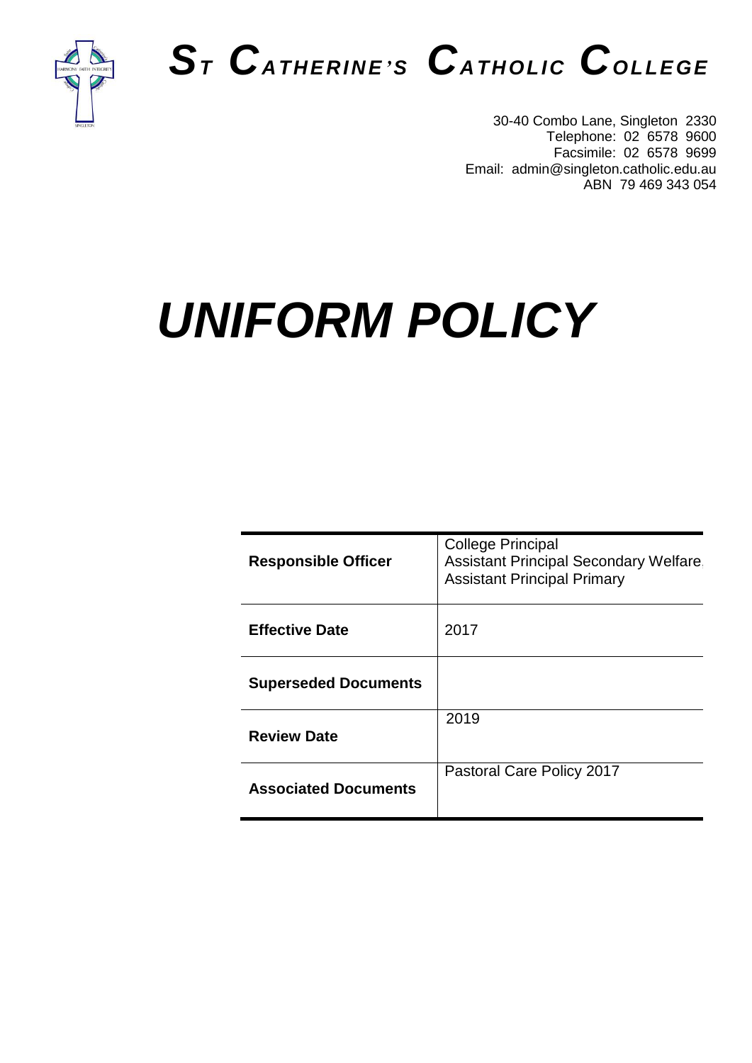# ST CATHERINE'S CATHOLIC COLLEGE

30-40 Combo Lane, Singleton 2330
Telephone: 02 6578 9600
Facsimile: 02 6578 9699
Email: admin@singleton.catholic.edu.au
ABN 79 469 343 054

# UNIFORM POLICY

| | |
|---|---|
| **Responsible Officer** | College Principal<br>Assistant Principal Secondary Welfare<br>Assistant Principal Primary |
| **Effective Date** | 2017 |
| **Superseded Documents** | |
| **Review Date** | 2019 |
| **Associated Documents** | Pastoral Care Policy 2017 |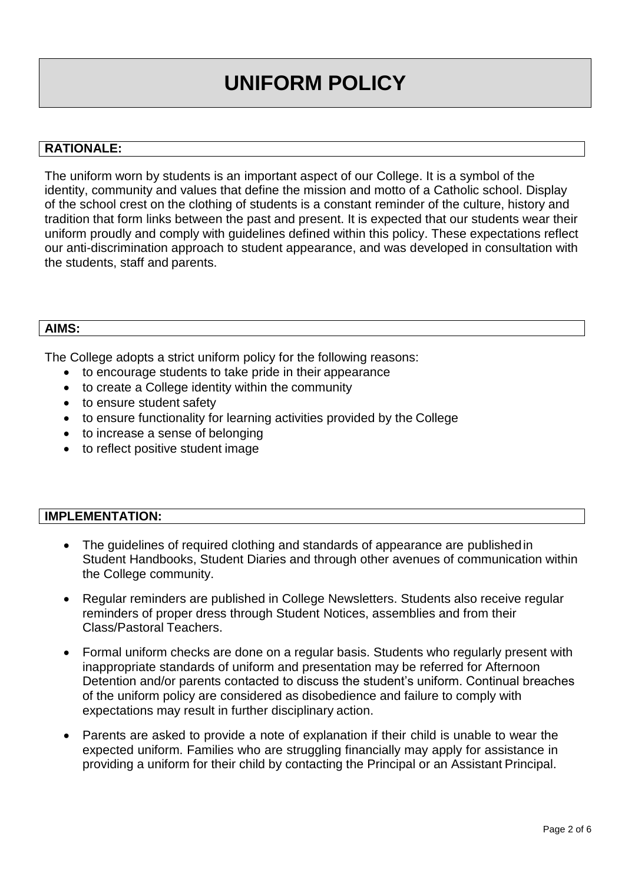# UNIFORM POLICY

## RATIONALE:

The uniform worn by students is an important aspect of our College. It is a symbol of the identity, community and values that define the mission and motto of a Catholic school. Display of the school crest on the clothing of students is a constant reminder of the culture, history and tradition that form links between the past and present. It is expected that our students wear their uniform proudly and comply with guidelines defined within this policy. These expectations reflect our anti-discrimination approach to student appearance, and was developed in consultation with the students, staff and parents.

## AIMS:

The College adopts a strict uniform policy for the following reasons:

- to encourage students to take pride in their appearance
- to create a College identity within the community
- to ensure student safety
- to ensure functionality for learning activities provided by the College
- to increase a sense of belonging
- to reflect positive student image

## IMPLEMENTATION:

- The guidelines of required clothing and standards of appearance are published in Student Handbooks, Student Diaries and through other avenues of communication within the College community.
- Regular reminders are published in College Newsletters. Students also receive regular reminders of proper dress through Student Notices, assemblies and from their Class/Pastoral Teachers.
- Formal uniform checks are done on a regular basis. Students who regularly present with inappropriate standards of uniform and presentation may be referred for Afternoon Detention and/or parents contacted to discuss the student's uniform. Continual breaches of the uniform policy are considered as disobedience and failure to comply with expectations may result in further disciplinary action.
- Parents are asked to provide a note of explanation if their child is unable to wear the expected uniform. Families who are struggling financially may apply for assistance in providing a uniform for their child by contacting the Principal or an Assistant Principal.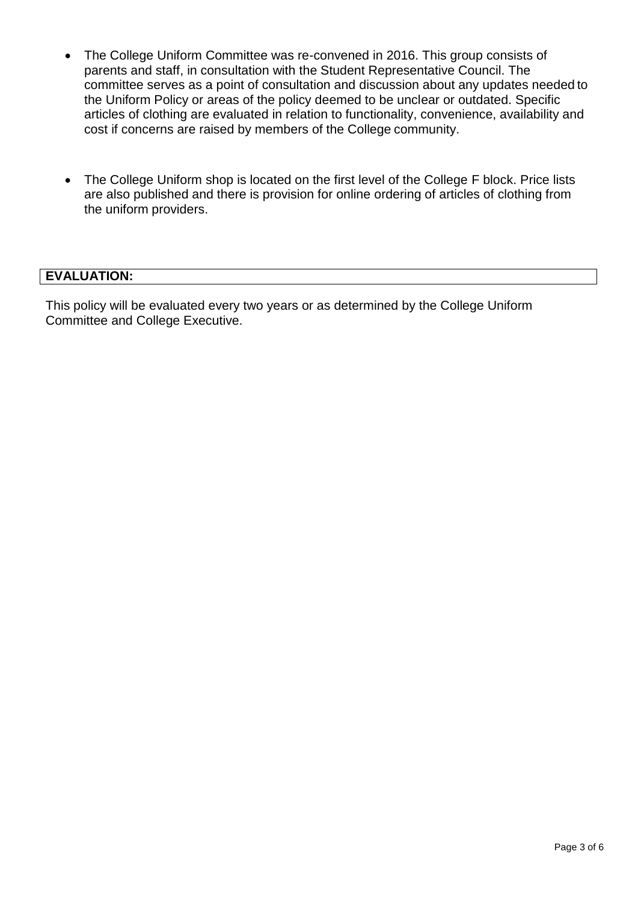- The College Uniform Committee was re-convened in 2016. This group consists of parents and staff, in consultation with the Student Representative Council. The committee serves as a point of consultation and discussion about any updates needed to the Uniform Policy or areas of the policy deemed to be unclear or outdated. Specific articles of clothing are evaluated in relation to functionality, convenience, availability and cost if concerns are raised by members of the College community.

- The College Uniform shop is located on the first level of the College F block. Price lists are also published and there is provision for online ordering of articles of clothing from the uniform providers.

## EVALUATION:

This policy will be evaluated every two years or as determined by the College Uniform Committee and College Executive.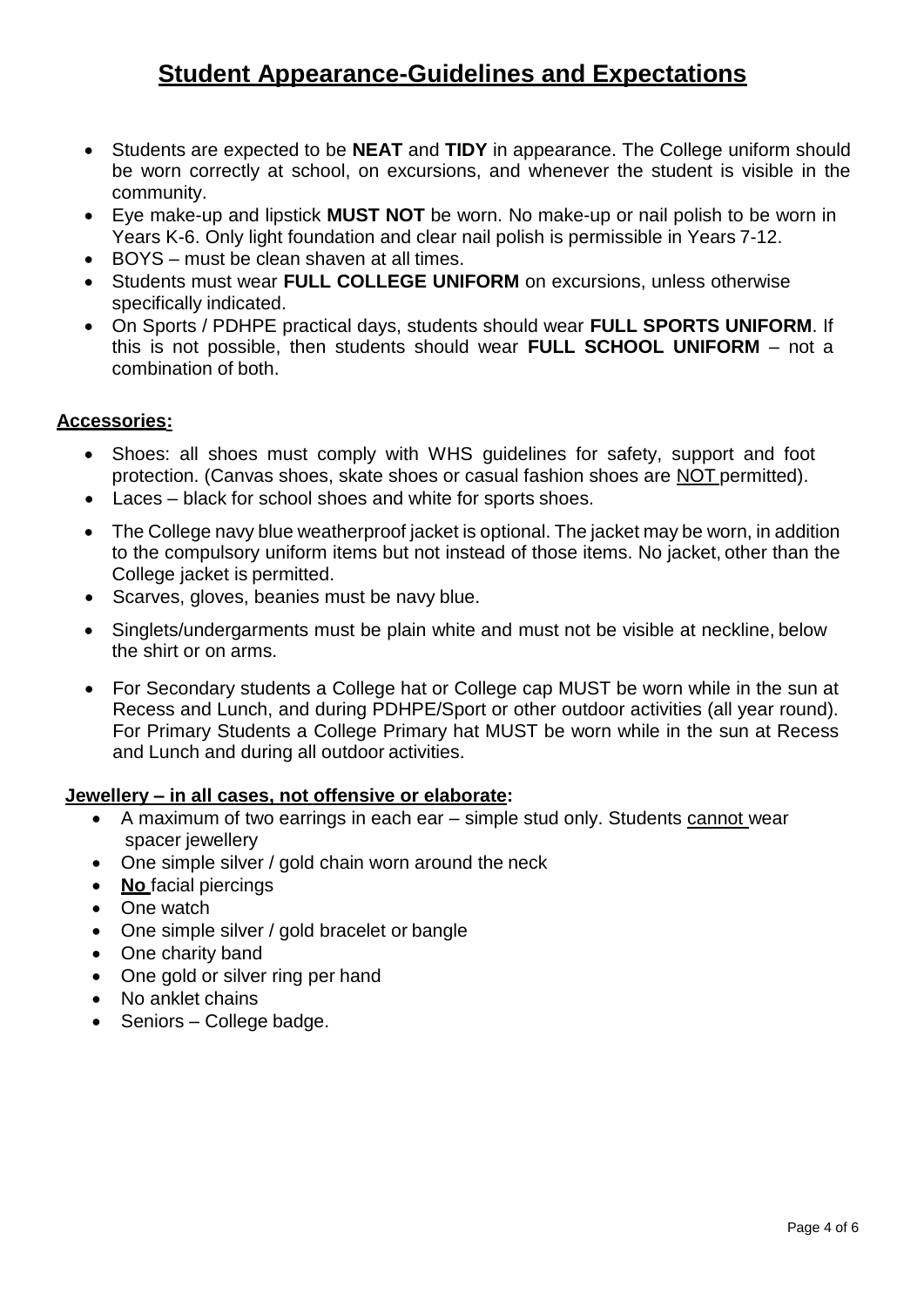# Student Appearance-Guidelines and Expectations

- Students are expected to be **NEAT** and **TIDY** in appearance. The College uniform should be worn correctly at school, on excursions, and whenever the student is visible in the community.
- Eye make-up and lipstick **MUST NOT** be worn. No make-up or nail polish to be worn in Years K-6. Only light foundation and clear nail polish is permissible in Years 7-12.
- BOYS – must be clean shaven at all times.
- Students must wear **FULL COLLEGE UNIFORM** on excursions, unless otherwise specifically indicated.
- On Sports / PDHPE practical days, students should wear **FULL SPORTS UNIFORM**. If this is not possible, then students should wear **FULL SCHOOL UNIFORM** – not a combination of both.

## Accessories:

- Shoes: all shoes must comply with WHS guidelines for safety, support and foot protection. (Canvas shoes, skate shoes or casual fashion shoes are NOT permitted).
- Laces – black for school shoes and white for sports shoes.
- The College navy blue weatherproof jacket is optional. The jacket may be worn, in addition to the compulsory uniform items but not instead of those items. No jacket, other than the College jacket is permitted.
- Scarves, gloves, beanies must be navy blue.
- Singlets/undergarments must be plain white and must not be visible at neckline, below the shirt or on arms.
- For Secondary students a College hat or College cap MUST be worn while in the sun at Recess and Lunch, and during PDHPE/Sport or other outdoor activities (all year round). For Primary Students a College Primary hat MUST be worn while in the sun at Recess and Lunch and during all outdoor activities.

## Jewellery – in all cases, not offensive or elaborate:

- A maximum of two earrings in each ear – simple stud only. Students cannot wear spacer jewellery
- One simple silver / gold chain worn around the neck
- **No** facial piercings
- One watch
- One simple silver / gold bracelet or bangle
- One charity band
- One gold or silver ring per hand
- No anklet chains
- Seniors – College badge.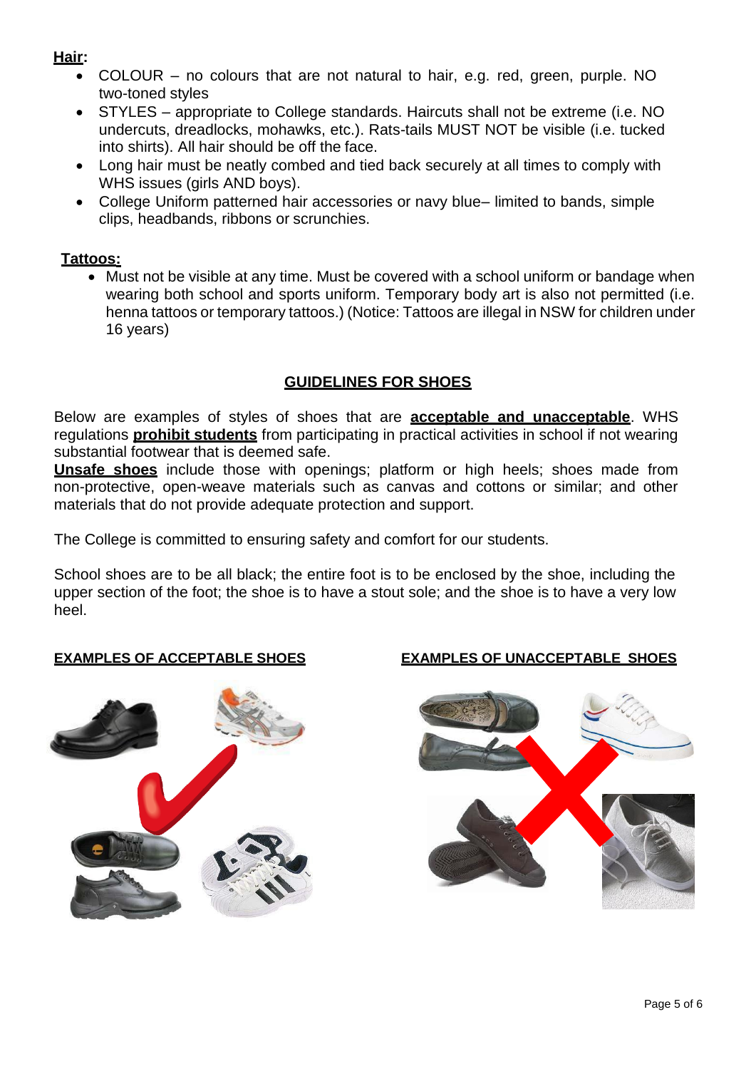**Hair:**

- COLOUR – no colours that are not natural to hair, e.g. red, green, purple. NO two-toned styles
- STYLES – appropriate to College standards. Haircuts shall not be extreme (i.e. NO undercuts, dreadlocks, mohawks, etc.). Rats-tails MUST NOT be visible (i.e. tucked into shirts). All hair should be off the face.
- Long hair must be neatly combed and tied back securely at all times to comply with WHS issues (girls AND boys).
- College Uniform patterned hair accessories or navy blue– limited to bands, simple clips, headbands, ribbons or scrunchies.

**Tattoos:**

- Must not be visible at any time. Must be covered with a school uniform or bandage when wearing both school and sports uniform. Temporary body art is also not permitted (i.e. henna tattoos or temporary tattoos.) (Notice: Tattoos are illegal in NSW for children under 16 years)

## GUIDELINES FOR SHOES

Below are examples of styles of shoes that are **acceptable and unacceptable**. WHS regulations **prohibit students** from participating in practical activities in school if not wearing substantial footwear that is deemed safe.

**Unsafe shoes** include those with openings; platform or high heels; shoes made from non-protective, open-weave materials such as canvas and cottons or similar; and other materials that do not provide adequate protection and support.

The College is committed to ensuring safety and comfort for our students.

School shoes are to be all black; the entire foot is to be enclosed by the shoe, including the upper section of the foot; the shoe is to have a stout sole; and the shoe is to have a very low heel.

**EXAMPLES OF ACCEPTABLE SHOES**

**EXAMPLES OF UNACCEPTABLE SHOES**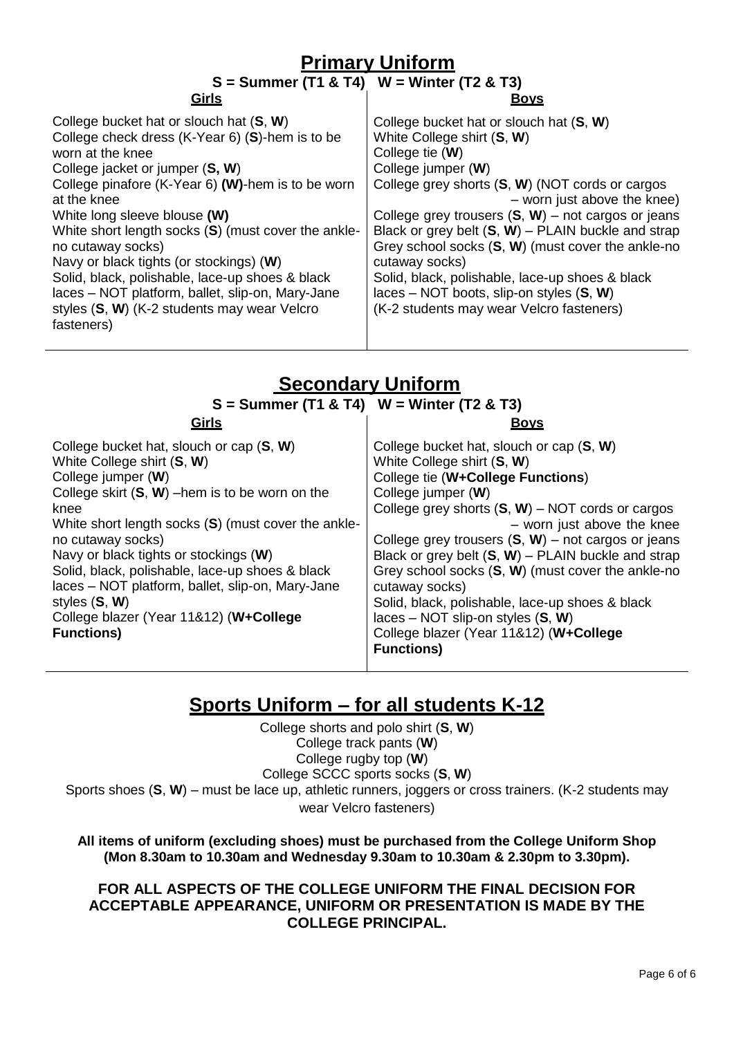# Primary Uniform

**S = Summer (T1 & T4) W = Winter (T2 & T3)**

| Girls | Boys |
| --- | --- |
| College bucket hat or slouch hat (**S**, **W**)<br>College check dress (K-Year 6) (**S**)-hem is to be worn at the knee<br>College jacket or jumper (**S, W**)<br>College pinafore (K-Year 6) **(W)**-hem is to be worn at the knee<br>White long sleeve blouse **(W)**<br>White short length socks (**S**) (must cover the ankle-no cutaway socks)<br>Navy or black tights (or stockings) (**W**)<br>Solid, black, polishable, lace-up shoes & black laces – NOT platform, ballet, slip-on, Mary-Jane styles (**S**, **W**) (K-2 students may wear Velcro fasteners) | College bucket hat or slouch hat (**S**, **W**)<br>White College shirt (**S**, **W**)<br>College tie (**W**)<br>College jumper (**W**)<br>College grey shorts (**S**, **W**) (NOT cords or cargos – worn just above the knee)<br>College grey trousers (**S**, **W**) – not cargos or jeans<br>Black or grey belt (**S**, **W**) – PLAIN buckle and strap<br>Grey school socks (**S**, **W**) (must cover the ankle-no cutaway socks)<br>Solid, black, polishable, lace-up shoes & black laces – NOT boots, slip-on styles (**S**, **W**)<br>(K-2 students may wear Velcro fasteners) |

# Secondary Uniform

**S = Summer (T1 & T4) W = Winter (T2 & T3)**

| Girls | Boys |
| --- | --- |
| College bucket hat, slouch or cap (**S**, **W**)<br>White College shirt (**S**, **W**)<br>College jumper (**W**)<br>College skirt (**S**, **W**) –hem is to be worn on the knee<br>White short length socks (**S**) (must cover the ankle-no cutaway socks)<br>Navy or black tights or stockings (**W**)<br>Solid, black, polishable, lace-up shoes & black laces – NOT platform, ballet, slip-on, Mary-Jane styles (**S**, **W**)<br>College blazer (Year 11&12) (**W+College Functions)** | College bucket hat, slouch or cap (**S**, **W**)<br>White College shirt (**S**, **W**)<br>College tie (**W+College Functions**)<br>College jumper (**W**)<br>College grey shorts (**S**, **W**) – NOT cords or cargos – worn just above the knee<br>College grey trousers (**S**, **W**) – not cargos or jeans<br>Black or grey belt (**S**, **W**) – PLAIN buckle and strap<br>Grey school socks (**S**, **W**) (must cover the ankle-no cutaway socks)<br>Solid, black, polishable, lace-up shoes & black laces – NOT slip-on styles (**S**, **W**)<br>College blazer (Year 11&12) (**W+College Functions)** |

# Sports Uniform – for all students K-12

College shorts and polo shirt (**S**, **W**)
College track pants (**W**)
College rugby top (**W**)
College SCCC sports socks (**S**, **W**)
Sports shoes (**S**, **W**) – must be lace up, athletic runners, joggers or cross trainers. (K-2 students may wear Velcro fasteners)

**All items of uniform (excluding shoes) must be purchased from the College Uniform Shop (Mon 8.30am to 10.30am and Wednesday 9.30am to 10.30am & 2.30pm to 3.30pm).**

**FOR ALL ASPECTS OF THE COLLEGE UNIFORM THE FINAL DECISION FOR ACCEPTABLE APPEARANCE, UNIFORM OR PRESENTATION IS MADE BY THE COLLEGE PRINCIPAL.**